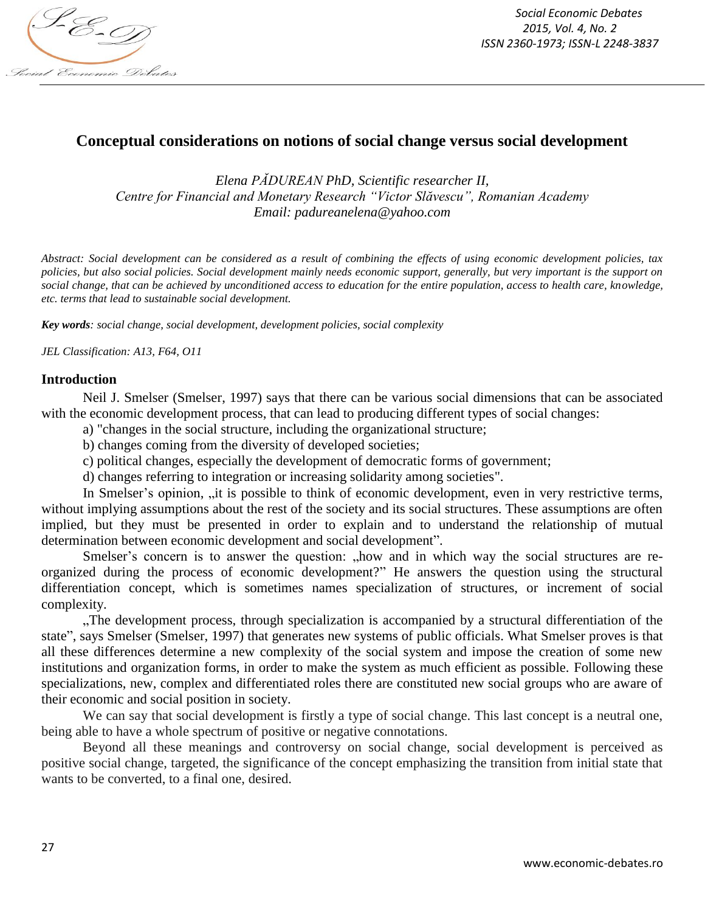# Conceptual considerations on notions of social change versus social development

*Elena PĂDUREAN PhD, Scientific researcher II,*
*Centre for Financial and Monetary Research "Victor Slăvescu", Romanian Academy*
*Email: padureanelena@yahoo.com*

*Abstract: Social development can be considered as a result of combining the effects of using economic development policies, tax policies, but also social policies. Social development mainly needs economic support, generally, but very important is the support on social change, that can be achieved by unconditioned access to education for the entire population, access to health care, knowledge, etc. terms that lead to sustainable social development.*

***Key words**: social change, social development, development policies, social complexity*

*JEL Classification: A13, F64, O11*

## Introduction

Neil J. Smelser (Smelser, 1997) says that there can be various social dimensions that can be associated with the economic development process, that can lead to producing different types of social changes:

a) "changes in the social structure, including the organizational structure;

b) changes coming from the diversity of developed societies;

c) political changes, especially the development of democratic forms of government;

d) changes referring to integration or increasing solidarity among societies".

In Smelser's opinion, „it is possible to think of economic development, even in very restrictive terms, without implying assumptions about the rest of the society and its social structures. These assumptions are often implied, but they must be presented in order to explain and to understand the relationship of mutual determination between economic development and social development".

Smelser's concern is to answer the question: „how and in which way the social structures are re-organized during the process of economic development?" He answers the question using the structural differentiation concept, which is sometimes names specialization of structures, or increment of social complexity.

„The development process, through specialization is accompanied by a structural differentiation of the state", says Smelser (Smelser, 1997) that generates new systems of public officials. What Smelser proves is that all these differences determine a new complexity of the social system and impose the creation of some new institutions and organization forms, in order to make the system as much efficient as possible. Following these specializations, new, complex and differentiated roles there are constituted new social groups who are aware of their economic and social position in society.

We can say that social development is firstly a type of social change. This last concept is a neutral one, being able to have a whole spectrum of positive or negative connotations.

Beyond all these meanings and controversy on social change, social development is perceived as positive social change, targeted, the significance of the concept emphasizing the transition from initial state that wants to be converted, to a final one, desired.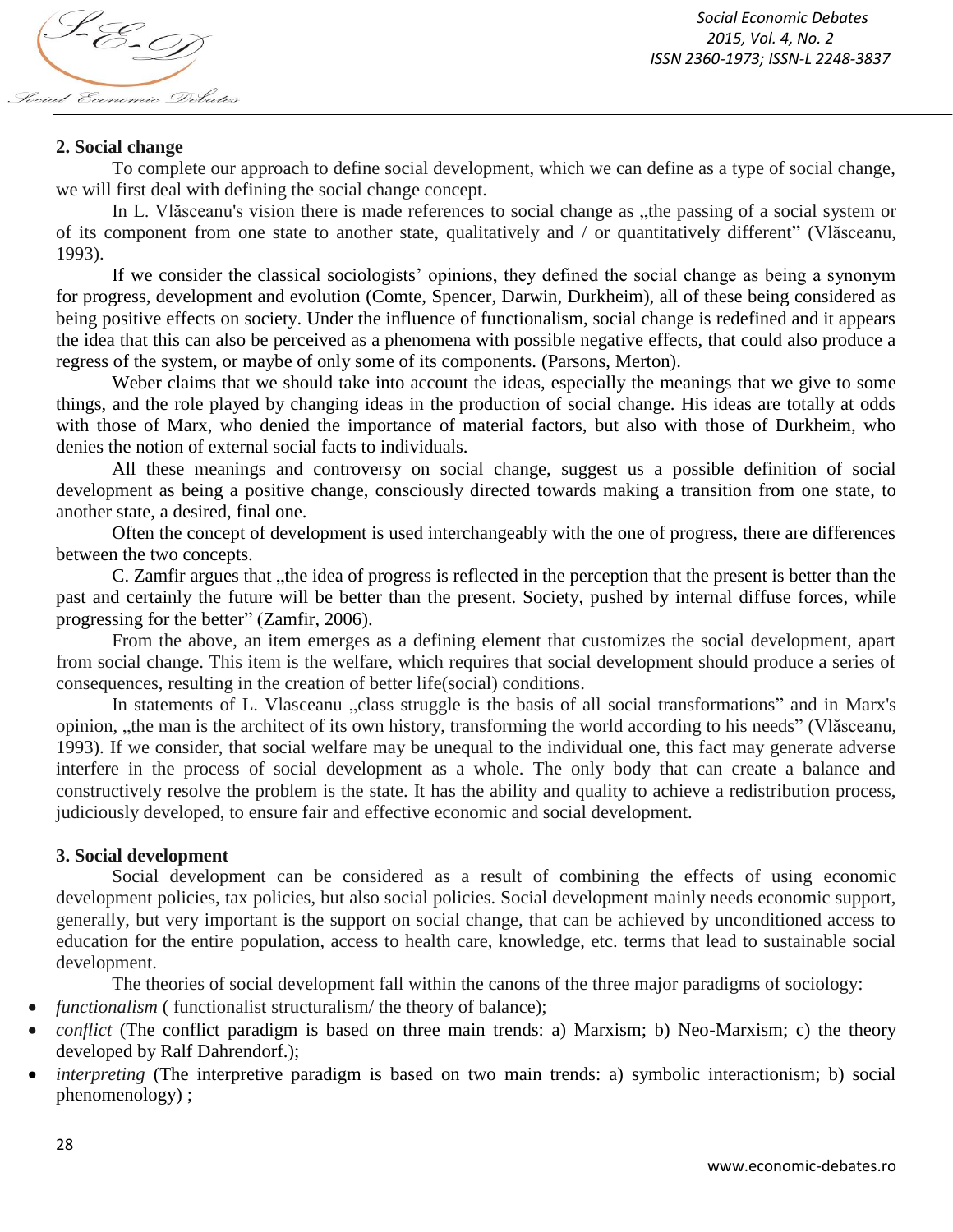## 2. Social change

To complete our approach to define social development, which we can define as a type of social change, we will first deal with defining the social change concept.

In L. Vlăsceanu's vision there is made references to social change as „the passing of a social system or of its component from one state to another state, qualitatively and / or quantitatively different" (Vlăsceanu, 1993).

If we consider the classical sociologists' opinions, they defined the social change as being a synonym for progress, development and evolution (Comte, Spencer, Darwin, Durkheim), all of these being considered as being positive effects on society. Under the influence of functionalism, social change is redefined and it appears the idea that this can also be perceived as a phenomena with possible negative effects, that could also produce a regress of the system, or maybe of only some of its components. (Parsons, Merton).

Weber claims that we should take into account the ideas, especially the meanings that we give to some things, and the role played by changing ideas in the production of social change. His ideas are totally at odds with those of Marx, who denied the importance of material factors, but also with those of Durkheim, who denies the notion of external social facts to individuals.

All these meanings and controversy on social change, suggest us a possible definition of social development as being a positive change, consciously directed towards making a transition from one state, to another state, a desired, final one.

Often the concept of development is used interchangeably with the one of progress, there are differences between the two concepts.

C. Zamfir argues that „the idea of progress is reflected in the perception that the present is better than the past and certainly the future will be better than the present. Society, pushed by internal diffuse forces, while progressing for the better" (Zamfir, 2006).

From the above, an item emerges as a defining element that customizes the social development, apart from social change. This item is the welfare, which requires that social development should produce a series of consequences, resulting in the creation of better life(social) conditions.

In statements of L. Vlasceanu „class struggle is the basis of all social transformations" and in Marx's opinion, „the man is the architect of its own history, transforming the world according to his needs" (Vlăsceanu, 1993). If we consider, that social welfare may be unequal to the individual one, this fact may generate adverse interfere in the process of social development as a whole. The only body that can create a balance and constructively resolve the problem is the state. It has the ability and quality to achieve a redistribution process, judiciously developed, to ensure fair and effective economic and social development.

## 3. Social development

Social development can be considered as a result of combining the effects of using economic development policies, tax policies, but also social policies. Social development mainly needs economic support, generally, but very important is the support on social change, that can be achieved by unconditioned access to education for the entire population, access to health care, knowledge, etc. terms that lead to sustainable social development.

The theories of social development fall within the canons of the three major paradigms of sociology:

- *functionalism* ( functionalist structuralism/ the theory of balance);
- *conflict* (The conflict paradigm is based on three main trends: a) Marxism; b) Neo-Marxism; c) the theory developed by Ralf Dahrendorf.);
- *interpreting* (The interpretive paradigm is based on two main trends: a) symbolic interactionism; b) social phenomenology) ;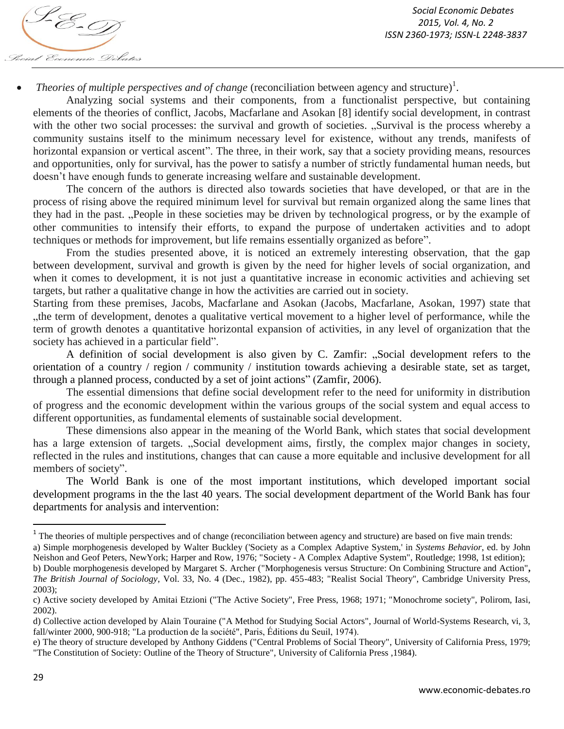- *Theories of multiple perspectives and of change* (reconciliation between agency and structure)[1].

Analyzing social systems and their components, from a functionalist perspective, but containing elements of the theories of conflict, Jacobs, Macfarlane and Asokan [8] identify social development, in contrast with the other two social processes: the survival and growth of societies. „Survival is the process whereby a community sustains itself to the minimum necessary level for existence, without any trends, manifests of horizontal expansion or vertical ascent". The three, in their work, say that a society providing means, resources and opportunities, only for survival, has the power to satisfy a number of strictly fundamental human needs, but doesn't have enough funds to generate increasing welfare and sustainable development.

The concern of the authors is directed also towards societies that have developed, or that are in the process of rising above the required minimum level for survival but remain organized along the same lines that they had in the past. „People in these societies may be driven by technological progress, or by the example of other communities to intensify their efforts, to expand the purpose of undertaken activities and to adopt techniques or methods for improvement, but life remains essentially organized as before".

From the studies presented above, it is noticed an extremely interesting observation, that the gap between development, survival and growth is given by the need for higher levels of social organization, and when it comes to development, it is not just a quantitative increase in economic activities and achieving set targets, but rather a qualitative change in how the activities are carried out in society.

Starting from these premises, Jacobs, Macfarlane and Asokan (Jacobs, Macfarlane, Asokan, 1997) state that „the term of development, denotes a qualitative vertical movement to a higher level of performance, while the term of growth denotes a quantitative horizontal expansion of activities, in any level of organization that the society has achieved in a particular field".

A definition of social development is also given by C. Zamfir: „Social development refers to the orientation of a country / region / community / institution towards achieving a desirable state, set as target, through a planned process, conducted by a set of joint actions" (Zamfir, 2006).

The essential dimensions that define social development refer to the need for uniformity in distribution of progress and the economic development within the various groups of the social system and equal access to different opportunities, as fundamental elements of sustainable social development.

These dimensions also appear in the meaning of the World Bank, which states that social development has a large extension of targets. „Social development aims, firstly, the complex major changes in society, reflected in the rules and institutions, changes that can cause a more equitable and inclusive development for all members of society".

The World Bank is one of the most important institutions, which developed important social development programs in the the last 40 years. The social development department of the World Bank has four departments for analysis and intervention:

---

[1] The theories of multiple perspectives and of change (reconciliation between agency and structure) are based on five main trends:

a) Simple morphogenesis developed by Walter Buckley ('Society as a Complex Adaptive System,' in *Systems Behavior*, ed. by John Neishon and Geof Peters, NewYork; Harper and Row, 1976; "Society - A Complex Adaptive System", Routledge; 1998, 1st edition);

b) Double morphogenesis developed by Margaret S. Archer ("Morphogenesis versus Structure: On Combining Structure and Action", *The British Journal of Sociology*, Vol. 33, No. 4 (Dec., 1982), pp. 455-483; "Realist Social Theory", Cambridge University Press, 2003);

c) Active society developed by Amitai Etzioni ("The Active Society", Free Press, 1968; 1971; "Monochrome society", Polirom, Iasi, 2002).

d) Collective action developed by Alain Touraine ("A Method for Studying Social Actors", Journal of World-Systems Research, vi, 3, fall/winter 2000, 900-918; "La production de la société", Paris, Éditions du Seuil, 1974).

e) The theory of structure developed by Anthony Giddens ("Central Problems of Social Theory", University of California Press, 1979; "The Constitution of Society: Outline of the Theory of Structure", University of California Press ,1984).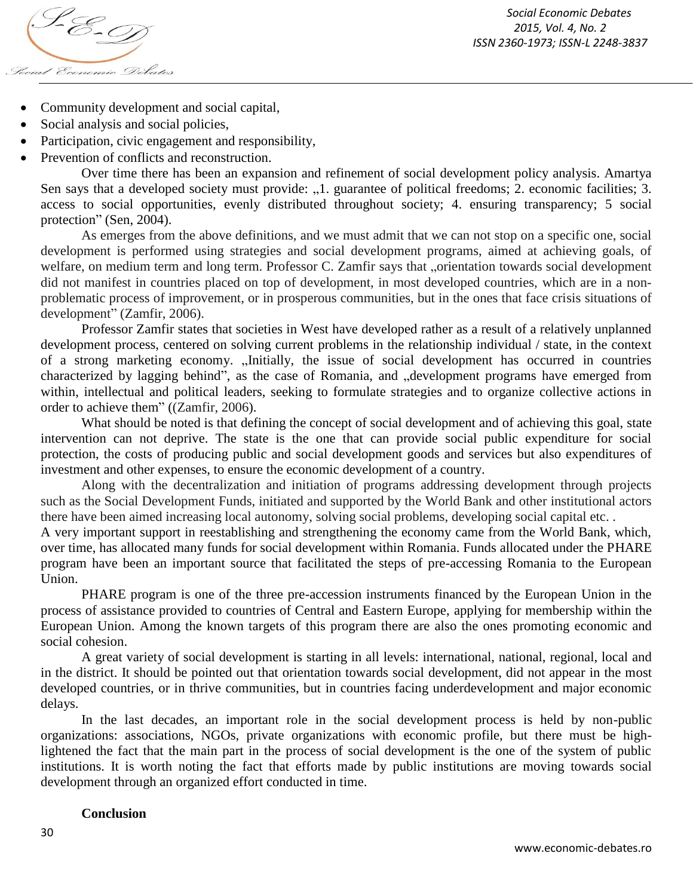- Community development and social capital,
- Social analysis and social policies,
- Participation, civic engagement and responsibility,
- Prevention of conflicts and reconstruction.

Over time there has been an expansion and refinement of social development policy analysis. Amartya Sen says that a developed society must provide: „1. guarantee of political freedoms; 2. economic facilities; 3. access to social opportunities, evenly distributed throughout society; 4. ensuring transparency; 5 social protection" (Sen, 2004).

As emerges from the above definitions, and we must admit that we can not stop on a specific one, social development is performed using strategies and social development programs, aimed at achieving goals, of welfare, on medium term and long term. Professor C. Zamfir says that „orientation towards social development did not manifest in countries placed on top of development, in most developed countries, which are in a non-problematic process of improvement, or in prosperous communities, but in the ones that face crisis situations of development" (Zamfir, 2006).

Professor Zamfir states that societies in West have developed rather as a result of a relatively unplanned development process, centered on solving current problems in the relationship individual / state, in the context of a strong marketing economy. „Initially, the issue of social development has occurred in countries characterized by lagging behind", as the case of Romania, and „development programs have emerged from within, intellectual and political leaders, seeking to formulate strategies and to organize collective actions in order to achieve them" ((Zamfir, 2006).

What should be noted is that defining the concept of social development and of achieving this goal, state intervention can not deprive. The state is the one that can provide social public expenditure for social protection, the costs of producing public and social development goods and services but also expenditures of investment and other expenses, to ensure the economic development of a country.

Along with the decentralization and initiation of programs addressing development through projects such as the Social Development Funds, initiated and supported by the World Bank and other institutional actors there have been aimed increasing local autonomy, solving social problems, developing social capital etc. .

A very important support in reestablishing and strengthening the economy came from the World Bank, which, over time, has allocated many funds for social development within Romania. Funds allocated under the PHARE program have been an important source that facilitated the steps of pre-accessing Romania to the European Union.

PHARE program is one of the three pre-accession instruments financed by the European Union in the process of assistance provided to countries of Central and Eastern Europe, applying for membership within the European Union. Among the known targets of this program there are also the ones promoting economic and social cohesion.

A great variety of social development is starting in all levels: international, national, regional, local and in the district. It should be pointed out that orientation towards social development, did not appear in the most developed countries, or in thrive communities, but in countries facing underdevelopment and major economic delays.

In the last decades, an important role in the social development process is held by non-public organizations: associations, NGOs, private organizations with economic profile, but there must be high-lightened the fact that the main part in the process of social development is the one of the system of public institutions. It is worth noting the fact that efforts made by public institutions are moving towards social development through an organized effort conducted in time.

**Conclusion**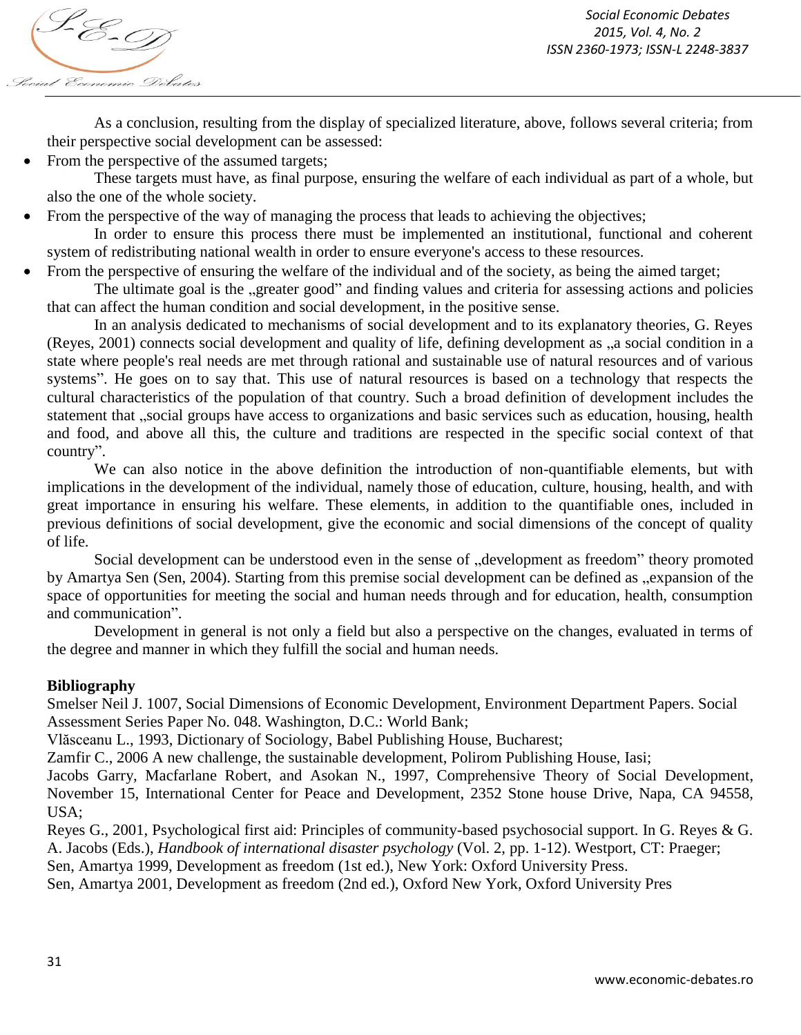As a conclusion, resulting from the display of specialized literature, above, follows several criteria; from their perspective social development can be assessed:

- From the perspective of the assumed targets;

These targets must have, as final purpose, ensuring the welfare of each individual as part of a whole, but also the one of the whole society.

- From the perspective of the way of managing the process that leads to achieving the objectives;

In order to ensure this process there must be implemented an institutional, functional and coherent system of redistributing national wealth in order to ensure everyone's access to these resources.

- From the perspective of ensuring the welfare of the individual and of the society, as being the aimed target;

The ultimate goal is the „greater good" and finding values and criteria for assessing actions and policies that can affect the human condition and social development, in the positive sense.

In an analysis dedicated to mechanisms of social development and to its explanatory theories, G. Reyes (Reyes, 2001) connects social development and quality of life, defining development as „a social condition in a state where people's real needs are met through rational and sustainable use of natural resources and of various systems". He goes on to say that. This use of natural resources is based on a technology that respects the cultural characteristics of the population of that country. Such a broad definition of development includes the statement that „social groups have access to organizations and basic services such as education, housing, health and food, and above all this, the culture and traditions are respected in the specific social context of that country".

We can also notice in the above definition the introduction of non-quantifiable elements, but with implications in the development of the individual, namely those of education, culture, housing, health, and with great importance in ensuring his welfare. These elements, in addition to the quantifiable ones, included in previous definitions of social development, give the economic and social dimensions of the concept of quality of life.

Social development can be understood even in the sense of „development as freedom" theory promoted by Amartya Sen (Sen, 2004). Starting from this premise social development can be defined as „expansion of the space of opportunities for meeting the social and human needs through and for education, health, consumption and communication".

Development in general is not only a field but also a perspective on the changes, evaluated in terms of the degree and manner in which they fulfill the social and human needs.

**Bibliography**

Smelser Neil J. 1007, Social Dimensions of Economic Development, Environment Department Papers. Social Assessment Series Paper No. 048. Washington, D.C.: World Bank;

Vlăsceanu L., 1993, Dictionary of Sociology, Babel Publishing House, Bucharest;

Zamfir C., 2006 A new challenge, the sustainable development, Polirom Publishing House, Iasi;

Jacobs Garry, Macfarlane Robert, and Asokan N., 1997, Comprehensive Theory of Social Development, November 15, International Center for Peace and Development, 2352 Stone house Drive, Napa, CA 94558, USA;

Reyes G., 2001, Psychological first aid: Principles of community-based psychosocial support. In G. Reyes & G. A. Jacobs (Eds.), *Handbook of international disaster psychology* (Vol. 2, pp. 1-12). Westport, CT: Praeger;

Sen, Amartya 1999, Development as freedom (1st ed.), New York: Oxford University Press.

Sen, Amartya 2001, Development as freedom (2nd ed.), Oxford New York, Oxford University Pres